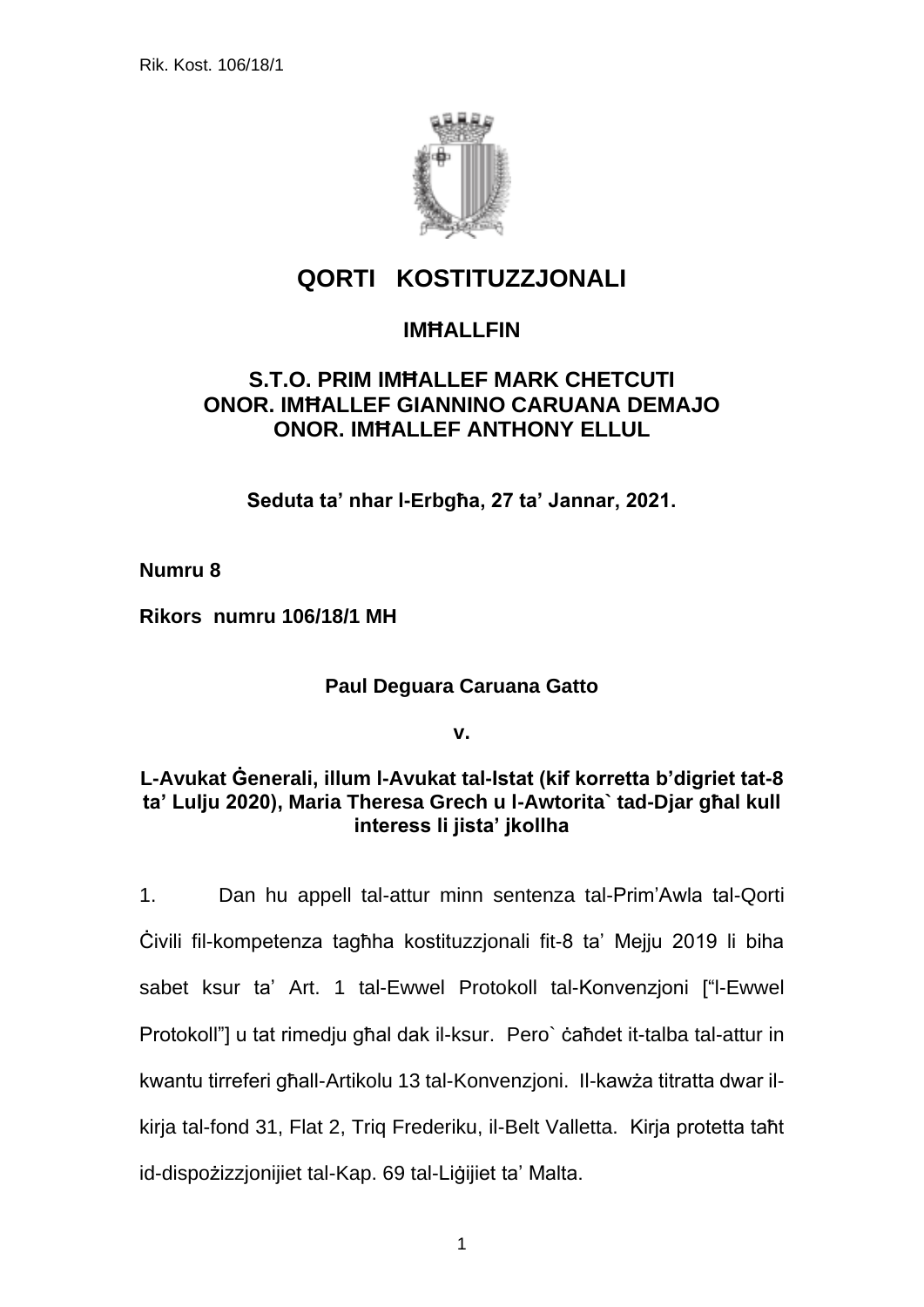# QORTI KOSTITUZZJONALI

## IMĦALLFIN

### S.T.O. PRIM IMĦALLEF MARK CHETCUTI
### ONOR. IMĦALLEF GIANNINO CARUANA DEMAJO
### ONOR. IMĦALLEF ANTHONY ELLUL

**Seduta ta' nhar l-Erbgħa, 27 ta' Jannar, 2021.**

**Numru 8**

**Rikors numru 106/18/1 MH**

**Paul Deguara Caruana Gatto**

**v.**

**L-Avukat Ġenerali, illum l-Avukat tal-Istat (kif korretta b'digriet tat-8 ta' Lulju 2020), Maria Theresa Grech u l-Awtorita` tad-Djar għal kull interess li jista' jkollha**

1. Dan hu appell tal-attur minn sentenza tal-Prim'Awla tal-Qorti Ċivili fil-kompetenza tagħha kostituzzjonali fit-8 ta' Mejju 2019 li biha sabet ksur ta' Art. 1 tal-Ewwel Protokoll tal-Konvenzjoni ["l-Ewwel Protokoll"] u tat rimedju għal dak il-ksur. Pero` ċaħdet it-talba tal-attur in kwantu tirreferi għall-Artikolu 13 tal-Konvenzjoni. Il-kawża titratta dwar il-kirja tal-fond 31, Flat 2, Triq Frederiku, il-Belt Valletta. Kirja protetta taħt id-dispożizzjonijiet tal-Kap. 69 tal-Liġijiet ta' Malta.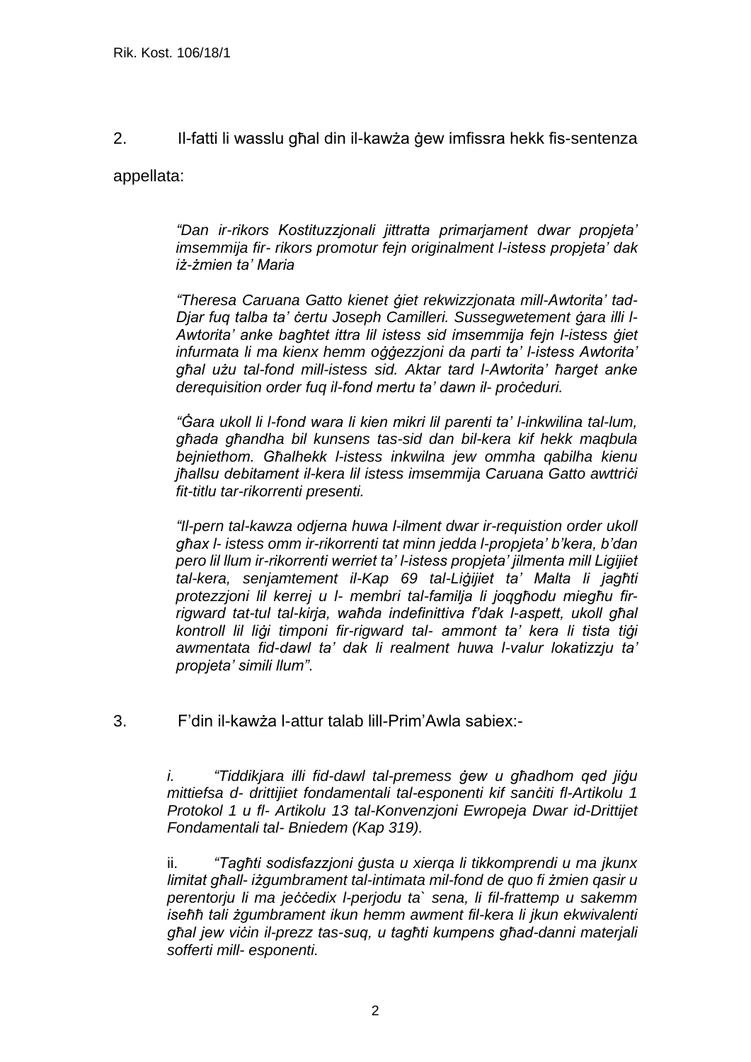2. Il-fatti li wasslu għal din il-kawża ġew imfissra hekk fis-sentenza appellata:

> *"Dan ir-rikors Kostituzzjonali jittratta primarjament dwar propjeta' imsemmija fir- rikors promotur fejn originalment l-istess propjeta' dak iż-żmien ta' Maria*
>
> *"Theresa Caruana Gatto kienet ġiet rekwizzjonata mill-Awtorita' tad-Djar fuq talba ta' ċertu Joseph Camilleri. Sussegwetement ġara illi l-Awtorita' anke bagħtet ittra lil istess sid imsemmija fejn l-istess ġiet infurmata li ma kienx hemm oġġezzjoni da parti ta' l-istess Awtorita' għal użu tal-fond mill-istess sid. Aktar tard l-Awtorita' ħarget anke derequisition order fuq il-fond mertu ta' dawn il- proċeduri.*
>
> *"Ġara ukoll li l-fond wara li kien mikri lil parenti ta' l-inkwilina tal-lum, għada għandha bil kunsens tas-sid dan bil-kera kif hekk maqbula bejniethom. Għalhekk l-istess inkwilna jew ommha qabilha kienu jħallsu debitament il-kera lil istess imsemmija Caruana Gatto awttriċi fit-titlu tar-rikorrenti presenti.*
>
> *"Il-pern tal-kawza odjerna huwa l-ilment dwar ir-requistion order ukoll għax l- istess omm ir-rikorrenti tat minn jedda l-propjeta' b'kera, b'dan pero lil llum ir-rikorrenti werriet ta' l-istess propjeta' jilmenta mill Ligijiet tal-kera, senjamtement il-Kap 69 tal-Liġijiet ta' Malta li jagħti protezzjoni lil kerrej u l- membri tal-familja li joqgħodu miegħu fir-rigward tat-tul tal-kirja, waħda indefinittiva f'dak l-aspett, ukoll għal kontroll lil liġi timponi fir-rigward tal- ammont ta' kera li tista tiġi awmentata fid-dawl ta' dak li realment huwa l-valur lokatizzju ta' propjeta' simili llum".*

3. F'din il-kawża l-attur talab lill-Prim'Awla sabiex:-

> i. *"Tiddikjara illi fid-dawl tal-premess ġew u għadhom qed jiġu mittiefsa d- drittijiet fondamentali tal-esponenti kif sanċiti fl-Artikolu 1 Protokol 1 u fl- Artikolu 13 tal-Konvenzjoni Ewropeja Dwar id-Drittijet Fondamentali tal- Bniedem (Kap 319).*
>
> ii. *"Tagħti sodisfazzjoni ġusta u xierqa li tikkomprendi u ma jkunx limitat għall- iżgumbrament tal-intimata mil-fond de quo fi żmien qasir u perentorju li ma jeċċedix l-perjodu ta` sena, li fil-frattemp u sakemm iseħħ tali żgumbrament ikun hemm awment fil-kera li jkun ekwivalenti għal jew viċin il-prezz tas-suq, u tagħti kumpens għad-danni materjali sofferti mill- esponenti.*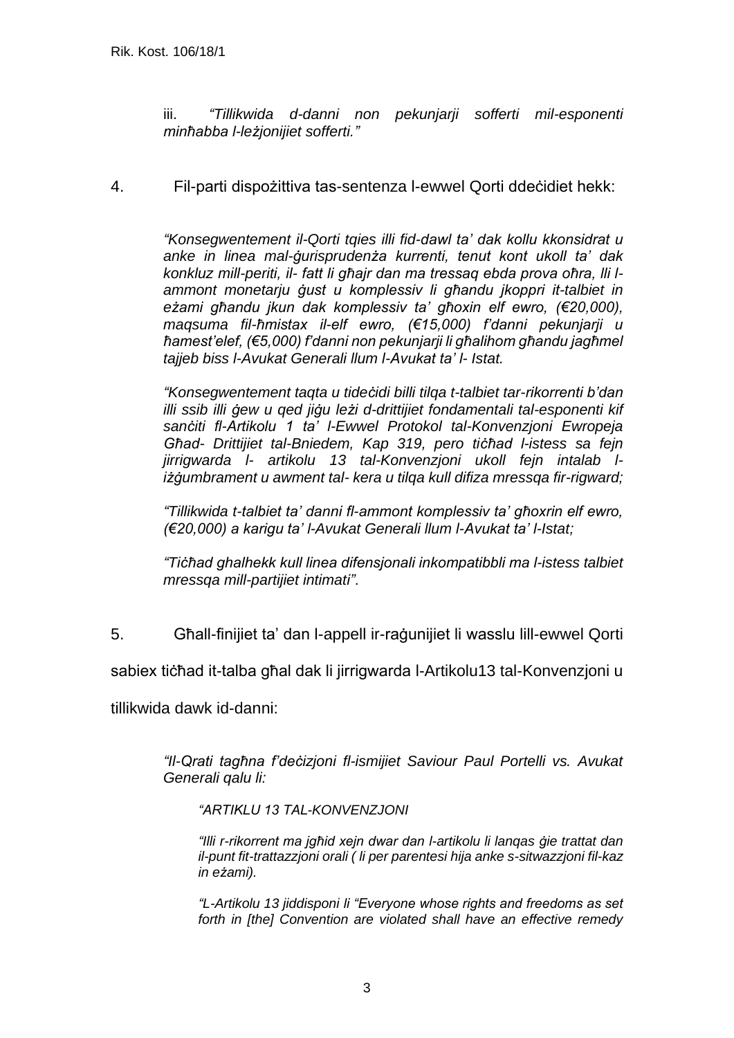iii. *"Tillikwida d-danni non pekunjarji sofferti mil-esponenti minħabba l-leżjonijiet sofferti."*

4. Fil-parti dispożittiva tas-sentenza l-ewwel Qorti ddeċidiet hekk:

*"Konsegwentement il-Qorti tqies illi fid-dawl ta' dak kollu kkonsidrat u anke in linea mal-ġurisprudenża kurrenti, tenut kont ukoll ta' dak konkluz mill-periti, il- fatt li għajr dan ma tressaq ebda prova oħra, lli l-ammont monetarju ġust u komplessiv li għandu jkoppri it-talbiet in eżami għandu jkun dak komplessiv ta' għoxin elf ewro, (€20,000), maqsuma fil-ħmistax il-elf ewro, (€15,000) f'danni pekunjarji u ħamest'elef, (€5,000) f'danni non pekunjarji li għalihom għandu jagħmel tajjeb biss l-Avukat Generali llum l-Avukat ta' l- Istat.*

*"Konsegwentement taqta u tideċidi billi tilqa t-talbiet tar-rikorrenti b'dan illi ssib illi ġew u qed jiġu leżi d-drittijiet fondamentali tal-esponenti kif sanċiti fl-Artikolu 1 ta' l-Ewwel Protokol tal-Konvenzjoni Ewropeja Għad- Drittijiet tal-Bniedem, Kap 319, pero tiċħad l-istess sa fejn jirrigwarda l- artikolu 13 tal-Konvenzjoni ukoll fejn intalab l-iżġumbrament u awment tal- kera u tilqa kull difiza mressqa fir-rigward;*

*"Tillikwida t-talbiet ta' danni fl-ammont komplessiv ta' għoxrin elf ewro, (€20,000) a karigu ta' l-Avukat Generali llum l-Avukat ta' l-Istat;*

*"Tiċħad ghalhekk kull linea difensjonali inkompatibbli ma l-istess talbiet mressqa mill-partijiet intimati".*

5. Għall-finijiet ta' dan l-appell ir-raġunijiet li wasslu lill-ewwel Qorti sabiex tiċħad it-talba għal dak li jirrigwarda l-Artikolu13 tal-Konvenzjoni u tillikwida dawk id-danni:

*"Il-Qrati tagħna f'deċizjoni fl-ismijiet Saviour Paul Portelli vs. Avukat Generali qalu li:*

> *"ARTIKLU 13 TAL-KONVENZJONI*
>
> *"Illi r-rikorrent ma jgħid xejn dwar dan l-artikolu li lanqas ġie trattat dan il-punt fit-trattazzjoni orali ( li per parentesi hija anke s-sitwazzjoni fil-kaz in eżami).*
>
> *"L-Artikolu 13 jiddisponi li "Everyone whose rights and freedoms as set forth in [the] Convention are violated shall have an effective remedy*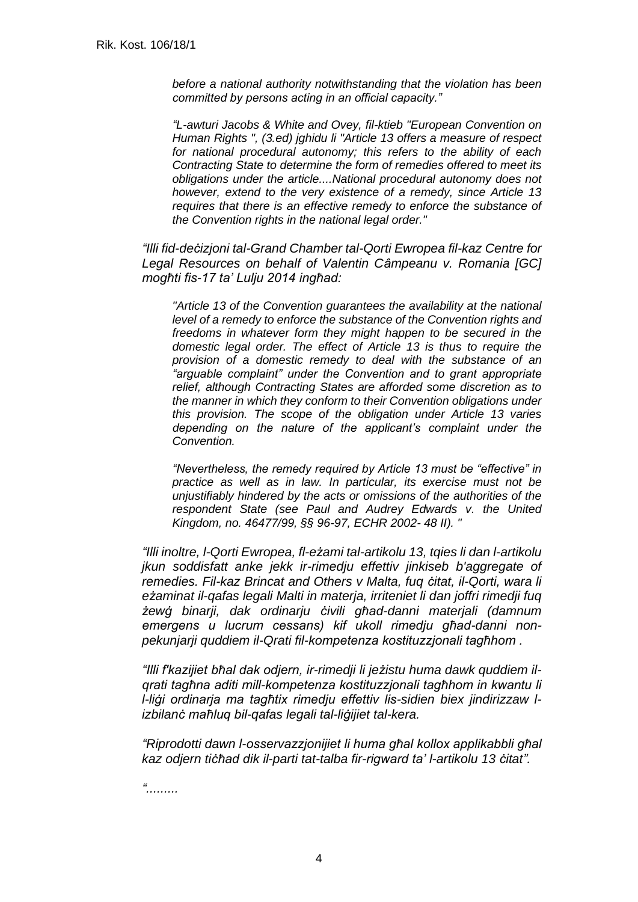*before a national authority notwithstanding that the violation has been committed by persons acting in an official capacity."*

*"L-awturi Jacobs & White and Ovey, fil-ktieb "European Convention on Human Rights ", (3.ed) jghidu li "Article 13 offers a measure of respect for national procedural autonomy; this refers to the ability of each Contracting State to determine the form of remedies offered to meet its obligations under the article....National procedural autonomy does not however, extend to the very existence of a remedy, since Article 13 requires that there is an effective remedy to enforce the substance of the Convention rights in the national legal order."*

*"Illi fid-deċizjoni tal-Grand Chamber tal-Qorti Ewropea fil-kaz Centre for Legal Resources on behalf of Valentin Câmpeanu v. Romania [GC] mogħti fis-17 ta' Lulju 2014 ingħad:*

*"Article 13 of the Convention guarantees the availability at the national level of a remedy to enforce the substance of the Convention rights and freedoms in whatever form they might happen to be secured in the domestic legal order. The effect of Article 13 is thus to require the provision of a domestic remedy to deal with the substance of an "arguable complaint" under the Convention and to grant appropriate relief, although Contracting States are afforded some discretion as to the manner in which they conform to their Convention obligations under this provision. The scope of the obligation under Article 13 varies depending on the nature of the applicant's complaint under the Convention.*

*"Nevertheless, the remedy required by Article 13 must be "effective" in practice as well as in law. In particular, its exercise must not be unjustifiably hindered by the acts or omissions of the authorities of the respondent State (see Paul and Audrey Edwards v. the United Kingdom, no. 46477/99, §§ 96-97, ECHR 2002- 48 II). "*

*"Illi inoltre, l-Qorti Ewropea, fl-eżami tal-artikolu 13, tqies li dan l-artikolu jkun soddisfatt anke jekk ir-rimedju effettiv jinkiseb b'aggregate of remedies. Fil-kaz Brincat and Others v Malta, fuq ċitat, il-Qorti, wara li eżaminat il-qafas legali Malti in materja, irriteniet li dan joffri rimedji fuq żewġ binarji, dak ordinarju ċivili għad-danni materjali (damnum emergens u lucrum cessans) kif ukoll rimedju għad-danni non-pekunjarji quddiem il-Qrati fil-kompetenza kostituzzjonali tagħhom .*

*"Illi f'kazijiet bħal dak odjern, ir-rimedji li jeżistu huma dawk quddiem il-qrati tagħna aditi mill-kompetenza kostituzzjonali tagħhom in kwantu li l-liġi ordinarja ma tagħtix rimedju effettiv lis-sidien biex jindirizzaw l-izbilanċ maħluq bil-qafas legali tal-liġijiet tal-kera.*

*"Riprodotti dawn l-osservazzjonijiet li huma għal kollox applikabbli għal kaz odjern tiċħad dik il-parti tat-talba fir-rigward ta' l-artikolu 13 ċitat".*

*".........*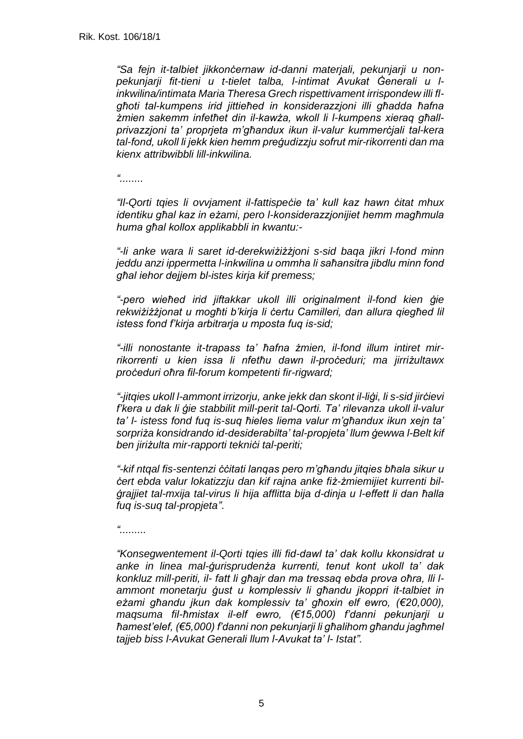*"Sa fejn it-talbiet jikkonċernaw id-danni materjali, pekunjarji u non-pekunjarji fit-tieni u t-tielet talba, l-intimat Avukat Ġenerali u l-inkwilina/intimata Maria Theresa Grech rispettivament irrispondew illi fl-għoti tal-kumpens irid jittieħed in konsiderazzjoni illi għadda ħafna żmien sakemm infetħet din il-kawża, wkoll li l-kumpens xieraq għall-privazzjoni ta' proprjeta m'għandux ikun il-valur kummerċjali tal-kera tal-fond, ukoll li jekk kien hemm preġudizzju sofrut mir-rikorrenti dan ma kienx attribwibbli lill-inkwilina.*

*"........*

*"Il-Qorti tqies li ovvjament il-fattispeċie ta' kull kaz hawn ċitat mhux identiku għal kaz in eżami, pero l-konsiderazzjonijiet hemm magħmula huma għal kollox applikabbli in kwantu:-*

*"-li anke wara li saret id-derekwiżiżżjoni s-sid baqa jikri l-fond minn jeddu anzi ippermetta l-inkwilina u ommha li saħansitra jibdlu minn fond għal iehor dejjem bl-istes kirja kif premess;*

*"-pero wieħed irid jiftakkar ukoll illi originalment il-fond kien ġie rekwiżiżżjonat u mogħti b'kirja li ċertu Camilleri, dan allura qiegħed lil istess fond f'kirja arbitrarja u mposta fuq is-sid;*

*"-illi nonostante it-trapass ta' ħafna żmien, il-fond illum intiret mir-rikorrenti u kien issa li nfetħu dawn il-proċeduri; ma jirriżultawx proċeduri oħra fil-forum kompetenti fir-rigward;*

*"-jitqies ukoll l-ammont irrizorju, anke jekk dan skont il-liġi, li s-sid jirċievi f'kera u dak li ġie stabbilit mill-perit tal-Qorti. Ta' rilevanza ukoll il-valur ta' l- istess fond fuq is-suq ħieles liema valur m'għandux ikun xejn ta' sorpriża konsidrando id-desiderabilta' tal-propjeta' llum ġewwa l-Belt kif ben jiriżulta mir-rapporti tekniċi tal-periti;*

*"-kif ntqal fis-sentenzi ċċitati lanqas pero m'għandu jitqies bħala sikur u ċert ebda valur lokatizzju dan kif rajna anke fiż-żmiemijiet kurrenti bil-ġrajjiet tal-mxija tal-virus li hija afflitta bija d-dinja u l-effett li dan ħalla fuq is-suq tal-propjeta"*.

*"........*

*"Konsegwentement il-Qorti tqies illi fid-dawl ta' dak kollu kkonsidrat u anke in linea mal-ġurisprudenża kurrenti, tenut kont ukoll ta' dak konkluz mill-periti, il- fatt li għajr dan ma tressaq ebda prova oħra, lli l-ammont monetarju ġust u komplessiv li għandu jkoppri it-talbiet in eżami għandu jkun dak komplessiv ta' għoxin elf ewro, (€20,000), maqsuma fil-ħmistax il-elf ewro, (€15,000) f'danni pekunjarji u ħamest'elef, (€5,000) f'danni non pekunjarji li għalihom għandu jagħmel tajjeb biss l-Avukat Generali llum l-Avukat ta' l- Istat".*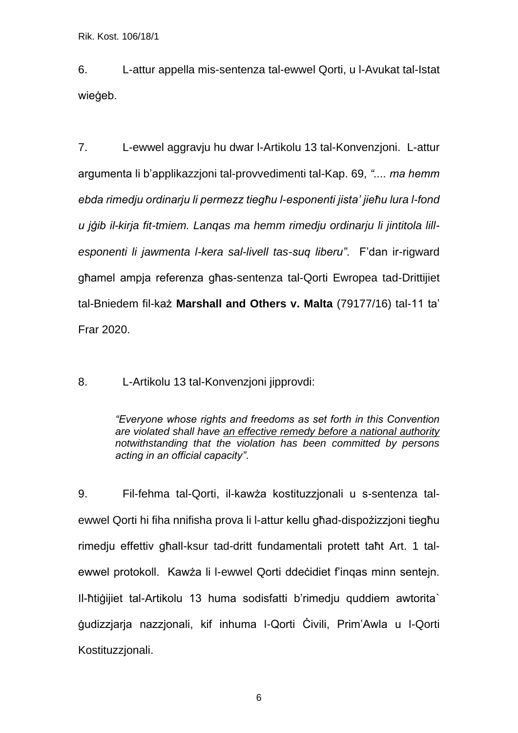6. L-attur appella mis-sentenza tal-ewwel Qorti, u l-Avukat tal-Istat wieġeb.

7. L-ewwel aggravju hu dwar l-Artikolu 13 tal-Konvenzjoni. L-attur argumenta li b'applikazzjoni tal-provvedimenti tal-Kap. 69, *".... ma hemm ebda rimedju ordinarju li permezz tiegħu l-esponenti jista' jieħu lura l-fond u jġib il-kirja fit-tmiem. Lanqas ma hemm rimedju ordinarju li jintitola lill-esponenti li jawmenta l-kera sal-livell tas-suq liberu"*. F'dan ir-rigward għamel ampja referenza għas-sentenza tal-Qorti Ewropea tad-Drittijiet tal-Bniedem fil-każ **Marshall and Others v. Malta** (79177/16) tal-11 ta' Frar 2020.

8. L-Artikolu 13 tal-Konvenzjoni jipprovdi:

> *"Everyone whose rights and freedoms as set forth in this Convention are violated shall have an effective remedy before a national authority notwithstanding that the violation has been committed by persons acting in an official capacity"*.

9. Fil-fehma tal-Qorti, il-kawża kostituzzjonali u s-sentenza tal-ewwel Qorti hi fiha nnifisha prova li l-attur kellu għad-dispożizzjoni tiegħu rimedju effettiv għall-ksur tad-dritt fundamentali protett taħt Art. 1 tal-ewwel protokoll. Kawża li l-ewwel Qorti ddeċidiet f'inqas minn sentejn. Il-ħtiġijiet tal-Artikolu 13 huma sodisfatti b'rimedju quddiem awtorita` ġudizzjarja nazzjonali, kif inhuma l-Qorti Ċivili, Prim'Awla u l-Qorti Kostituzzjonali.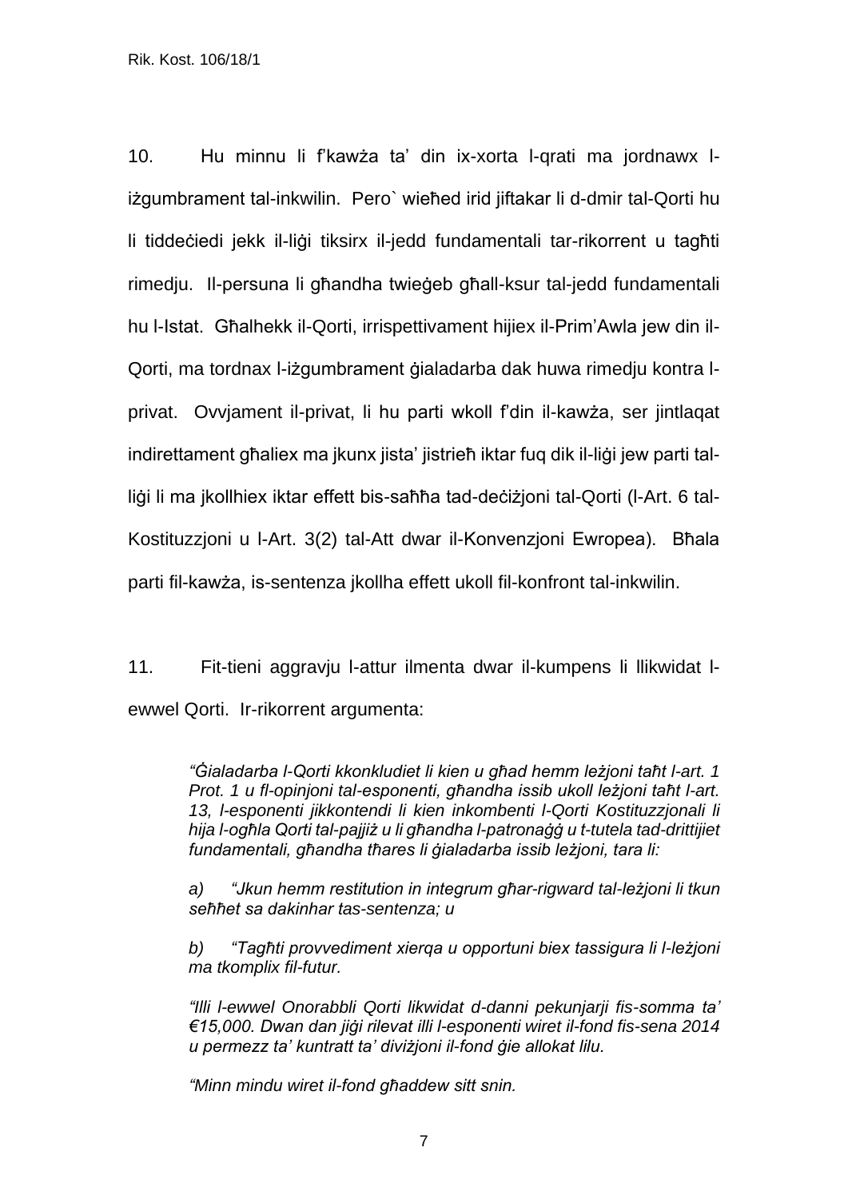10. Hu minnu li f'kawża ta' din ix-xorta l-qrati ma jordnawx l-iżgumbrament tal-inkwilin. Pero` wieħed irid jiftakar li d-dmir tal-Qorti hu li tiddeċiedi jekk il-liġi tiksirx il-jedd fundamentali tar-rikorrent u tagħti rimedju. Il-persuna li għandha twieġeb għall-ksur tal-jedd fundamentali hu l-Istat. Għalhekk il-Qorti, irrispettivament hijiex il-Prim'Awla jew din il-Qorti, ma tordnax l-iżgumbrament ġialadarba dak huwa rimedju kontra l-privat. Ovvjament il-privat, li hu parti wkoll f'din il-kawża, ser jintlaqat indirettament għaliex ma jkunx jista' jistrieħ iktar fuq dik il-liġi jew parti tal-liġi li ma jkollhiex iktar effett bis-saħħa tad-deċiżjoni tal-Qorti (l-Art. 6 tal-Kostituzzjoni u l-Art. 3(2) tal-Att dwar il-Konvenzjoni Ewropea). Bħala parti fil-kawża, is-sentenza jkollha effett ukoll fil-konfront tal-inkwilin.

11. Fit-tieni aggravju l-attur ilmenta dwar il-kumpens li llikwidat l-ewwel Qorti. Ir-rikorrent argumenta:

> *"Ġialadarba l-Qorti kkonkludiet li kien u għad hemm leżjoni taħt l-art. 1 Prot. 1 u fl-opinjoni tal-esponenti, għandha issib ukoll leżjoni taħt l-art. 13, l-esponenti jikkontendi li kien inkombenti l-Qorti Kostituzzjonali li hija l-ogħla Qorti tal-pajjiż u li għandha l-patronaġġ u t-tutela tad-drittijiet fundamentali, għandha tħares li ġialadarba issib leżjoni, tara li:*
>
> *a) "Jkun hemm restitution in integrum għar-rigward tal-leżjoni li tkun seħħet sa dakinhar tas-sentenza; u*
>
> *b) "Tagħti provvediment xierqa u opportuni biex tassigura li l-leżjoni ma tkomplix fil-futur.*
>
> *"Illi l-ewwel Onorabbli Qorti likwidat d-danni pekunjarji fis-somma ta' €15,000. Dwan dan jiġi rilevat illi l-esponenti wiret il-fond fis-sena 2014 u permezz ta' kuntratt ta' diviżjoni il-fond ġie allokat lilu.*
>
> *"Minn mindu wiret il-fond għaddew sitt snin.*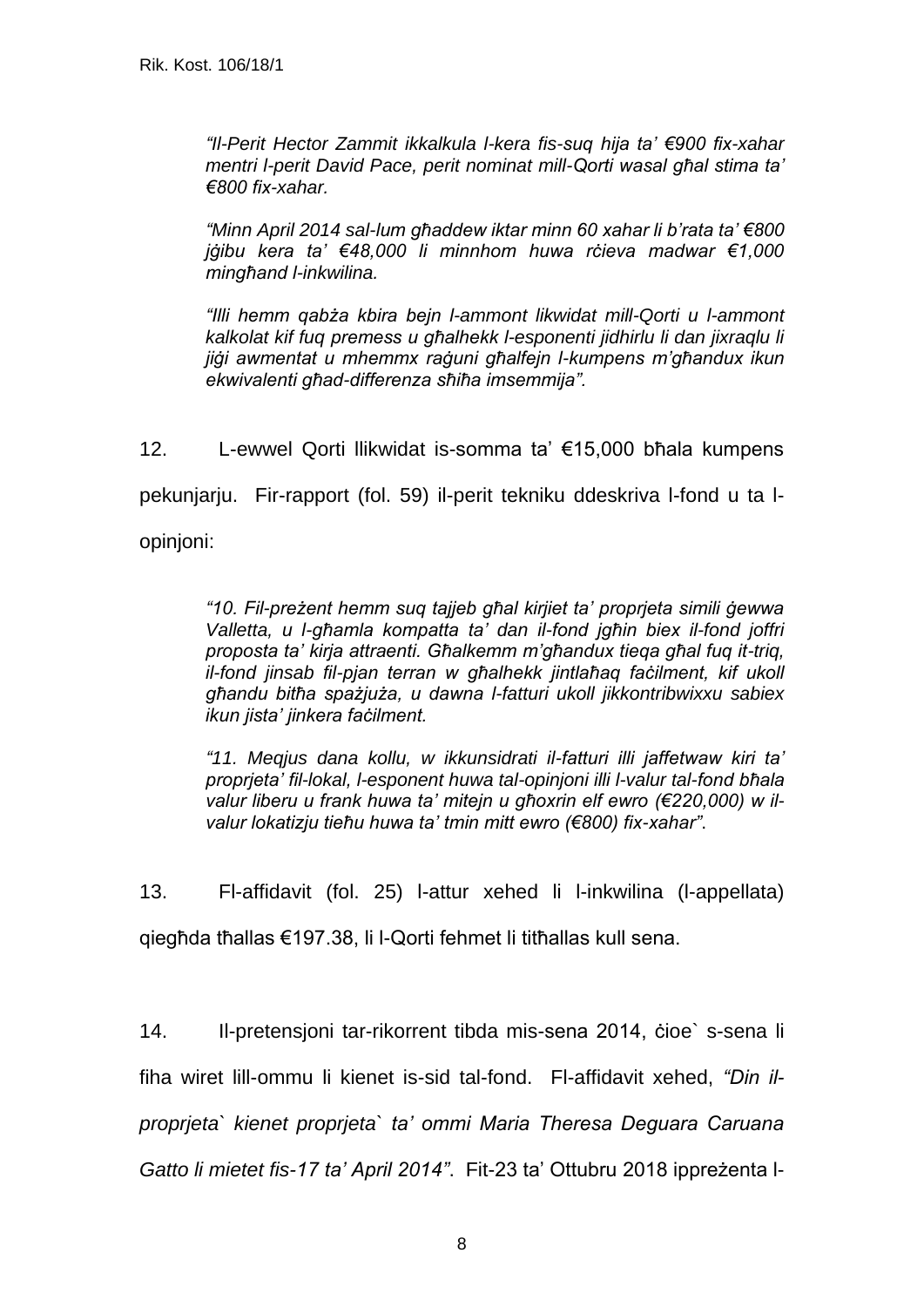> *"Il-Perit Hector Zammit ikkalkula l-kera fis-suq hija ta' €900 fix-xahar mentri l-perit David Pace, perit nominat mill-Qorti wasal għal stima ta' €800 fix-xahar.*
>
> *"Minn April 2014 sal-lum għaddew iktar minn 60 xahar li b'rata ta' €800 jġibu kera ta' €48,000 li minnhom huwa rċieva madwar €1,000 mingħand l-inkwilina.*
>
> *"Illi hemm qabża kbira bejn l-ammont likwidat mill-Qorti u l-ammont kalkolat kif fuq premess u għalhekk l-esponenti jidhirlu li dan jixraqlu li jiġi awmentat u mhemmx raġuni għalfejn l-kumpens m'għandux ikun ekwivalenti għad-differenza sħiħa imsemmija".*

12. L-ewwel Qorti llikwidat is-somma ta' €15,000 bħala kumpens pekunjarju. Fir-rapport (fol. 59) il-perit tekniku ddeskriva l-fond u ta l-opinjoni:

> *"10. Fil-preżent hemm suq tajjeb għal kirjiet ta' proprjeta simili ġewwa Valletta, u l-għamla kompatta ta' dan il-fond jgħin biex il-fond joffri proposta ta' kirja attraenti. Għalkemm m'għandux tieqa għal fuq it-triq, il-fond jinsab fil-pjan terran w għalhekk jintlaħaq faċilment, kif ukoll għandu bitħa spażjuża, u dawna l-fatturi ukoll jikkontribwixxu sabiex ikun jista' jinkera faċilment.*
>
> *"11. Meqjus dana kollu, w ikkunsidrati il-fatturi illi jaffetwaw kiri ta' proprjeta' fil-lokal, l-esponent huwa tal-opinjoni illi l-valur tal-fond bħala valur liberu u frank huwa ta' mitejn u għoxrin elf ewro (€220,000) w il-valur lokatizju tiegħu huwa ta' tmin mitt ewro (€800) fix-xahar".*

13. Fl-affidavit (fol. 25) l-attur xehed li l-inkwilina (l-appellata) qiegħda tħallas €197.38, li l-Qorti fehmet li titħallas kull sena.

14. Il-pretensjoni tar-rikorrent tibda mis-sena 2014, ċioe` s-sena li fiha wiret lill-ommu li kienet is-sid tal-fond. Fl-affidavit xehed, *"Din il-proprjeta` kienet proprjeta` ta' ommi Maria Theresa Deguara Caruana Gatto li mietet fis-17 ta' April 2014"*. Fit-23 ta' Ottubru 2018 ippreżenta l-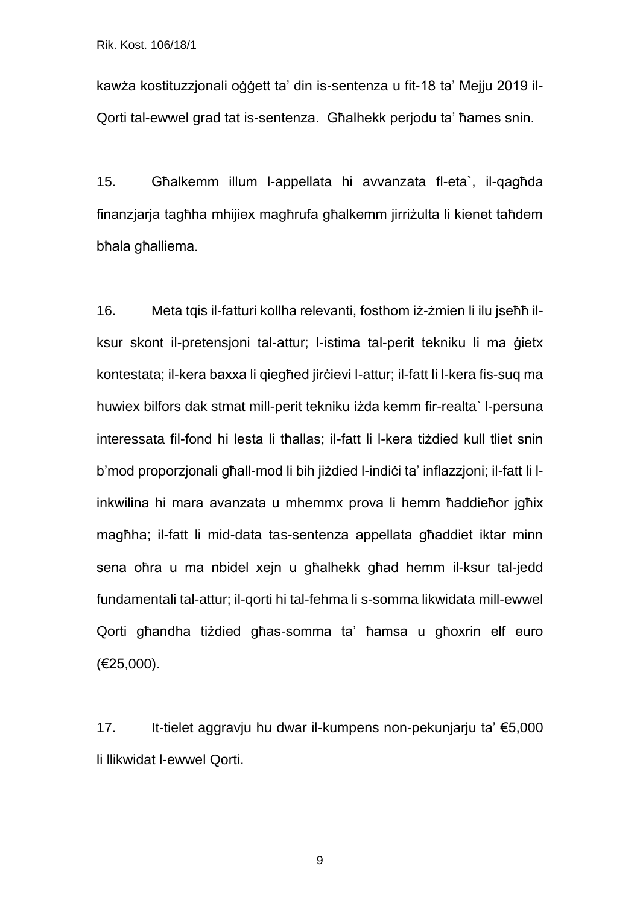kawża kostituzzjonali oġġett ta' din is-sentenza u fit-18 ta' Mejju 2019 il-Qorti tal-ewwel grad tat is-sentenza. Għalhekk perjodu ta' ħames snin.

15. Għalkemm illum l-appellata hi avvanzata fl-eta`, il-qagħda finanzjarja tagħha mhijiex magħrufa għalkemm jirriżulta li kienet taħdem bħala għalliema.

16. Meta tqis il-fatturi kollha relevanti, fosthom iż-żmien li ilu jseħħ il-ksur skont il-pretensjoni tal-attur; l-istima tal-perit tekniku li ma ġietx kontestata; il-kera baxxa li qiegħed jirċievi l-attur; il-fatt li l-kera fis-suq ma huwiex bilfors dak stmat mill-perit tekniku iżda kemm fir-realta` l-persuna interessata fil-fond hi lesta li tħallas; il-fatt li l-kera tiżdied kull tliet snin b'mod proporzjonali għall-mod li bih jiżdied l-indiċi ta' inflazzjoni; il-fatt li l-inkwilina hi mara avanzata u mhemmx prova li hemm ħaddieħor jgħix magħha; il-fatt li mid-data tas-sentenza appellata għaddiet iktar minn sena oħra u ma nbidel xejn u għalhekk għad hemm il-ksur tal-jedd fundamentali tal-attur; il-qorti hi tal-fehma li s-somma likwidata mill-ewwel Qorti għandha tiżdied għas-somma ta' ħamsa u għoxrin elf euro (€25,000).

17. It-tielet aggravju hu dwar il-kumpens non-pekunjarju ta' €5,000 li llikwidat l-ewwel Qorti.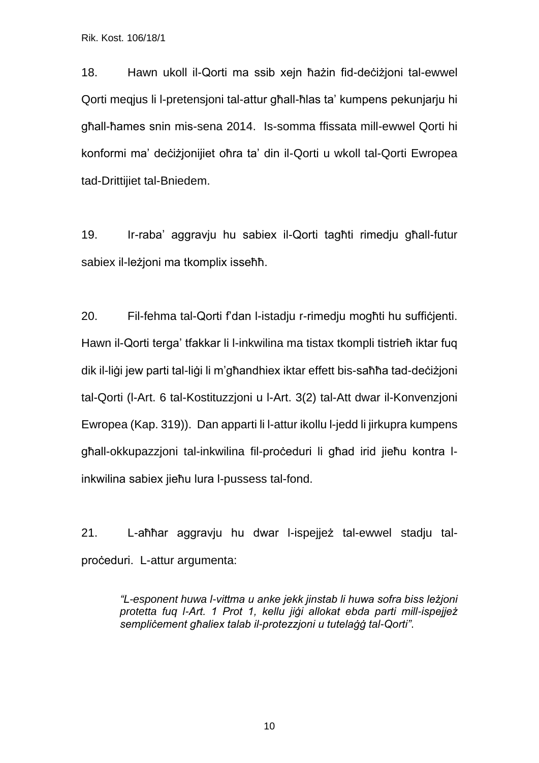18. Hawn ukoll il-Qorti ma ssib xejn ħażin fid-deċiżjoni tal-ewwel Qorti meqjus li l-pretensjoni tal-attur għall-ħlas ta' kumpens pekunjarju hi għall-ħames snin mis-sena 2014. Is-somma ffissata mill-ewwel Qorti hi konformi ma' deċiżjonijiet oħra ta' din il-Qorti u wkoll tal-Qorti Ewropea tad-Drittijiet tal-Bniedem.

19. Ir-raba' aggravju hu sabiex il-Qorti tagħti rimedju għall-futur sabiex il-leżjoni ma tkomplix isseħħ.

20. Fil-fehma tal-Qorti f'dan l-istadju r-rimedju mogħti hu suffiċjenti. Hawn il-Qorti terga' tfakkar li l-inkwilina ma tistax tkompli tistrieħ iktar fuq dik il-liġi jew parti tal-liġi li m'għandhiex iktar effett bis-saħħa tad-deċiżjoni tal-Qorti (l-Art. 6 tal-Kostituzzjoni u l-Art. 3(2) tal-Att dwar il-Konvenzjoni Ewropea (Kap. 319)). Dan apparti li l-attur ikollu l-jedd li jirkupra kumpens għall-okkupazzjoni tal-inkwilina fil-proċeduri li għad irid jieħu kontra l-inkwilina sabiex jieħu lura l-pussess tal-fond.

21. L-aħħar aggravju hu dwar l-ispejjeż tal-ewwel stadju tal-proċeduri. L-attur argumenta:

> *"L-esponent huwa l-vittma u anke jekk jinstab li huwa sofra biss leżjoni protetta fuq l-Art. 1 Prot 1, kellu jiġi allokat ebda parti mill-ispejjeż sempliċement għaliex talab il-protezzjoni u tutelaġġ tal-Qorti".*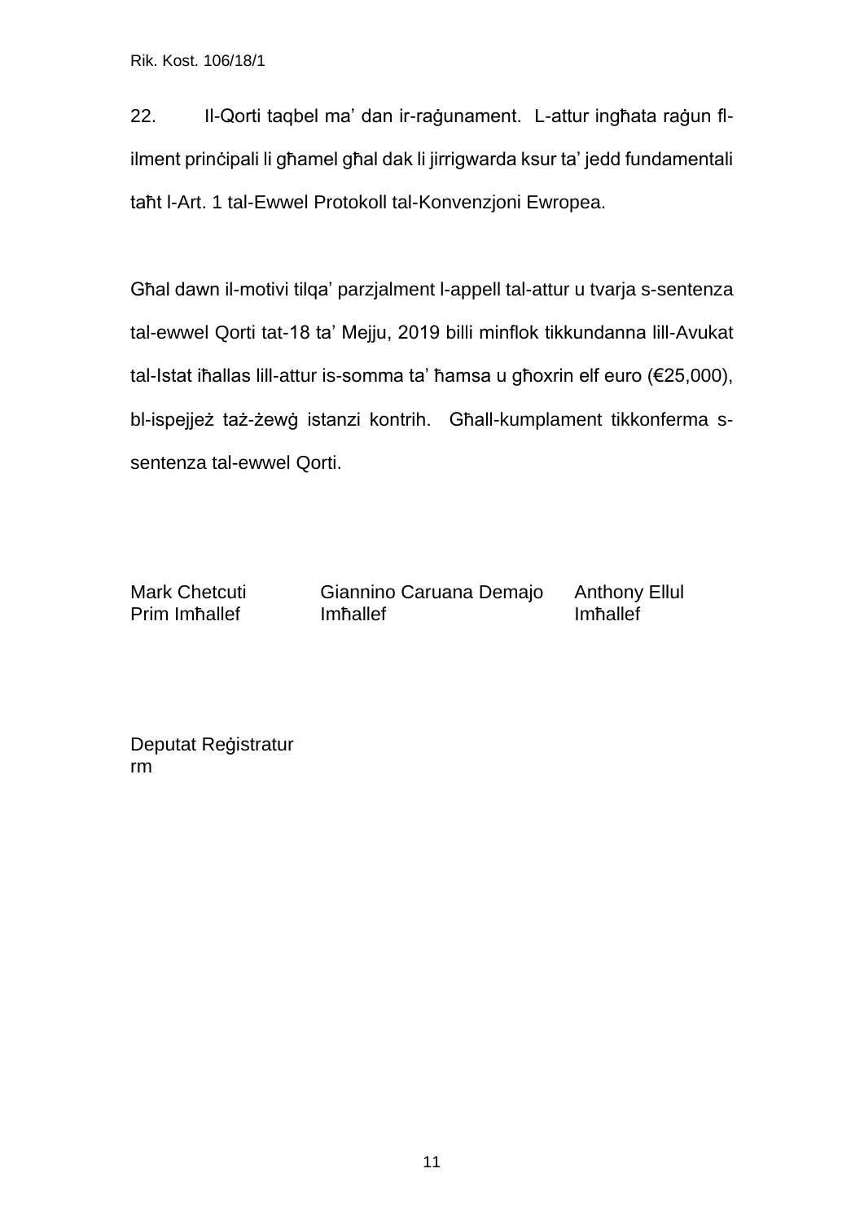22. Il-Qorti taqbel ma' dan ir-raġunament. L-attur ingħata raġun fl-ilment prinċipali li għamel għal dak li jirrigwarda ksur ta' jedd fundamentali taħt l-Art. 1 tal-Ewwel Protokoll tal-Konvenzjoni Ewropea.

Għal dawn il-motivi tilqa' parzjalment l-appell tal-attur u tvarja s-sentenza tal-ewwel Qorti tat-18 ta' Mejju, 2019 billi minflok tikkundanna lill-Avukat tal-Istat iħallas lill-attur is-somma ta' ħamsa u għoxrin elf euro (€25,000), bl-ispejjeż taż-żewġ istanzi kontrih. Għall-kumplament tikkonferma s-sentenza tal-ewwel Qorti.

| | | |
|---|---|---|
| Mark Chetcuti<br>Prim Imħallef | Giannino Caruana Demajo<br>Imħallef | Anthony Ellul<br>Imħallef |

Deputat Reġistratur
rm